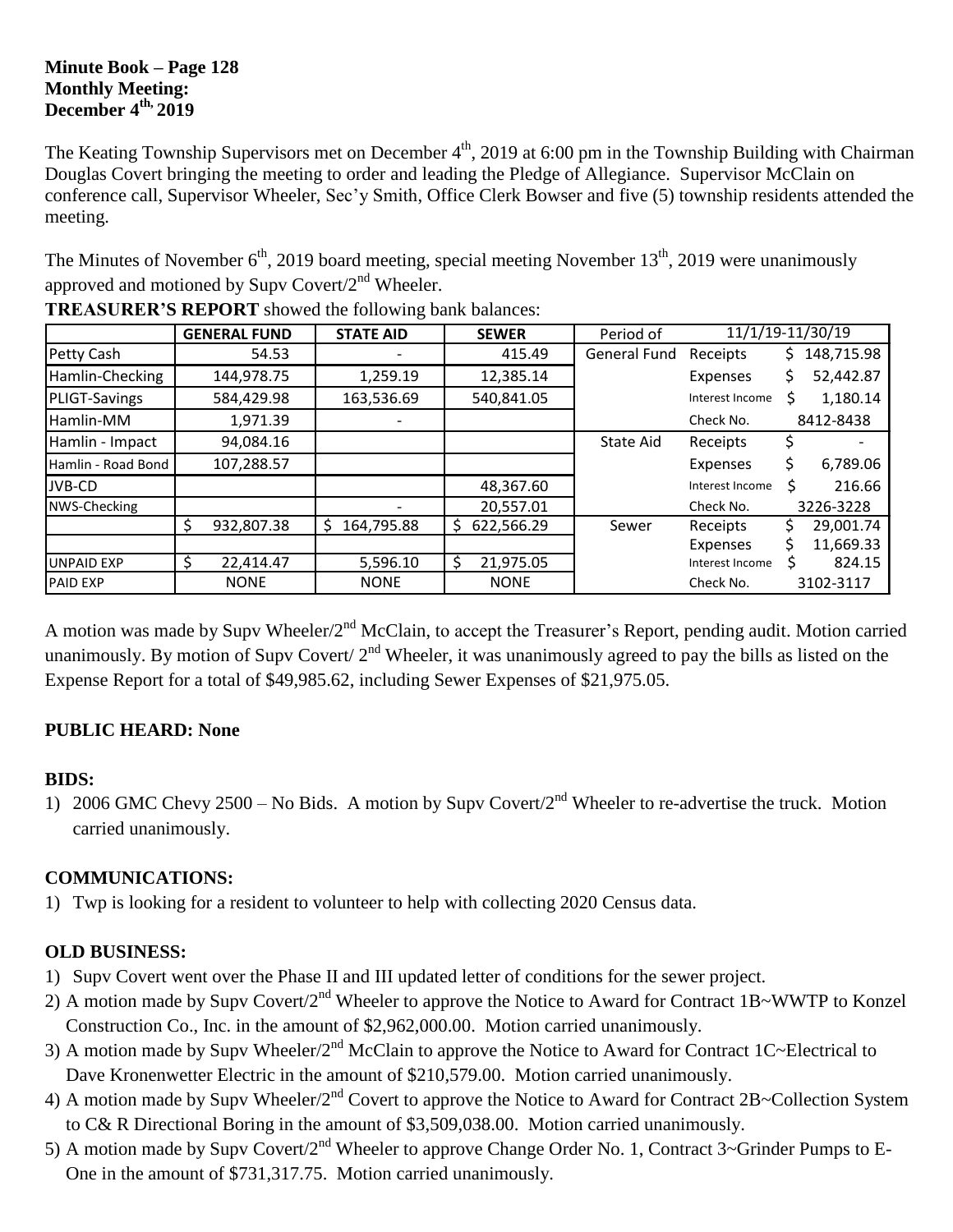**Minute Book – Page 128**
**Monthly Meeting:**
**December 4th, 2019**

The Keating Township Supervisors met on December 4th, 2019 at 6:00 pm in the Township Building with Chairman Douglas Covert bringing the meeting to order and leading the Pledge of Allegiance. Supervisor McClain on conference call, Supervisor Wheeler, Sec'y Smith, Office Clerk Bowser and five (5) township residents attended the meeting.

The Minutes of November 6th, 2019 board meeting, special meeting November 13th, 2019 were unanimously approved and motioned by Supv Covert/2nd Wheeler.

**TREASURER'S REPORT** showed the following bank balances:

| | GENERAL FUND | STATE AID | SEWER | Period of | 11/1/19-11/30/19 | |
|---|---|---|---|---|---|---|
| Petty Cash | 54.53 | - | 415.49 | General Fund | Receipts | $ 148,715.98 |
| Hamlin-Checking | 144,978.75 | 1,259.19 | 12,385.14 | | Expenses | $ 52,442.87 |
| PLIGT-Savings | 584,429.98 | 163,536.69 | 540,841.05 | | Interest Income | $ 1,180.14 |
| Hamlin-MM | 1,971.39 | - | | | Check No. | 8412-8438 |
| Hamlin - Impact | 94,084.16 | | | State Aid | Receipts | $ - |
| Hamlin - Road Bond | 107,288.57 | | | | Expenses | $ 6,789.06 |
| JVB-CD | | | 48,367.60 | | Interest Income | $ 216.66 |
| NWS-Checking | | - | 20,557.01 | | Check No. | 3226-3228 |
| | $ 932,807.38 | $ 164,795.88 | $ 622,566.29 | Sewer | Receipts | $ 29,001.74 |
| | | | | | Expenses | $ 11,669.33 |
| UNPAID EXP | $ 22,414.47 | 5,596.10 | $ 21,975.05 | | Interest Income | $ 824.15 |
| PAID EXP | NONE | NONE | NONE | | Check No. | 3102-3117 |

A motion was made by Supv Wheeler/2nd McClain, to accept the Treasurer's Report, pending audit. Motion carried unanimously. By motion of Supv Covert/ 2nd Wheeler, it was unanimously agreed to pay the bills as listed on the Expense Report for a total of $49,985.62, including Sewer Expenses of $21,975.05.

**PUBLIC HEARD: None**

**BIDS:**

1) 2006 GMC Chevy 2500 – No Bids. A motion by Supv Covert/2nd Wheeler to re-advertise the truck. Motion carried unanimously.

**COMMUNICATIONS:**

1) Twp is looking for a resident to volunteer to help with collecting 2020 Census data.

**OLD BUSINESS:**

1) Supv Covert went over the Phase II and III updated letter of conditions for the sewer project.
2) A motion made by Supv Covert/2nd Wheeler to approve the Notice to Award for Contract 1B~WWTP to Konzel Construction Co., Inc. in the amount of $2,962,000.00. Motion carried unanimously.
3) A motion made by Supv Wheeler/2nd McClain to approve the Notice to Award for Contract 1C~Electrical to Dave Kronenwetter Electric in the amount of $210,579.00. Motion carried unanimously.
4) A motion made by Supv Wheeler/2nd Covert to approve the Notice to Award for Contract 2B~Collection System to C& R Directional Boring in the amount of $3,509,038.00. Motion carried unanimously.
5) A motion made by Supv Covert/2nd Wheeler to approve Change Order No. 1, Contract 3~Grinder Pumps to E-One in the amount of $731,317.75. Motion carried unanimously.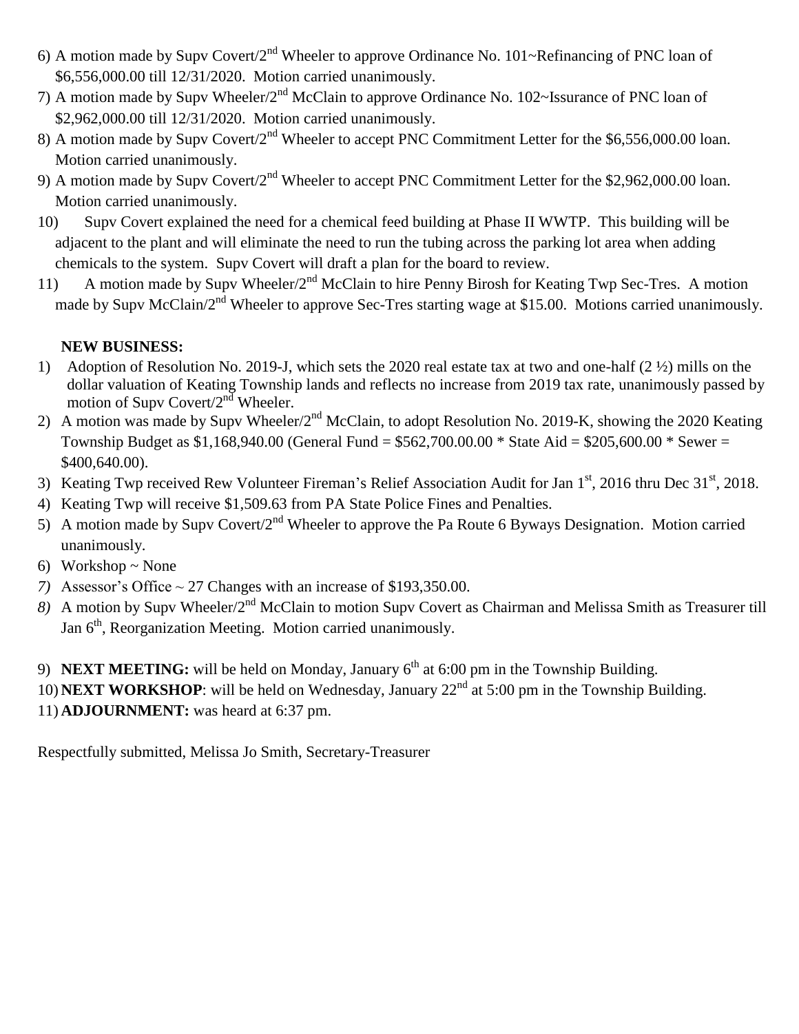6) A motion made by Supv Covert/2nd Wheeler to approve Ordinance No. 101~Refinancing of PNC loan of $6,556,000.00 till 12/31/2020. Motion carried unanimously.
7) A motion made by Supv Wheeler/2nd McClain to approve Ordinance No. 102~Issurance of PNC loan of $2,962,000.00 till 12/31/2020. Motion carried unanimously.
8) A motion made by Supv Covert/2nd Wheeler to accept PNC Commitment Letter for the $6,556,000.00 loan. Motion carried unanimously.
9) A motion made by Supv Covert/2nd Wheeler to accept PNC Commitment Letter for the $2,962,000.00 loan. Motion carried unanimously.
10) Supv Covert explained the need for a chemical feed building at Phase II WWTP. This building will be adjacent to the plant and will eliminate the need to run the tubing across the parking lot area when adding chemicals to the system. Supv Covert will draft a plan for the board to review.
11) A motion made by Supv Wheeler/2nd McClain to hire Penny Birosh for Keating Twp Sec-Tres. A motion made by Supv McClain/2nd Wheeler to approve Sec-Tres starting wage at $15.00. Motions carried unanimously.

**NEW BUSINESS:**

1) Adoption of Resolution No. 2019-J, which sets the 2020 real estate tax at two and one-half (2 ½) mills on the dollar valuation of Keating Township lands and reflects no increase from 2019 tax rate, unanimously passed by motion of Supv Covert/2nd Wheeler.
2) A motion was made by Supv Wheeler/2nd McClain, to adopt Resolution No. 2019-K, showing the 2020 Keating Township Budget as $1,168,940.00 (General Fund = $562,700.00.00 * State Aid = $205,600.00 * Sewer = $400,640.00).
3) Keating Twp received Rew Volunteer Fireman's Relief Association Audit for Jan 1st, 2016 thru Dec 31st, 2018.
4) Keating Twp will receive $1,509.63 from PA State Police Fines and Penalties.
5) A motion made by Supv Covert/2nd Wheeler to approve the Pa Route 6 Byways Designation. Motion carried unanimously.
6) Workshop ~ None
7) Assessor's Office ~ 27 Changes with an increase of $193,350.00.
8) A motion by Supv Wheeler/2nd McClain to motion Supv Covert as Chairman and Melissa Smith as Treasurer till Jan 6th, Reorganization Meeting. Motion carried unanimously.

9) **NEXT MEETING:** will be held on Monday, January 6th at 6:00 pm in the Township Building.
10) **NEXT WORKSHOP**: will be held on Wednesday, January 22nd at 5:00 pm in the Township Building.
11) **ADJOURNMENT:** was heard at 6:37 pm.

Respectfully submitted, Melissa Jo Smith, Secretary-Treasurer